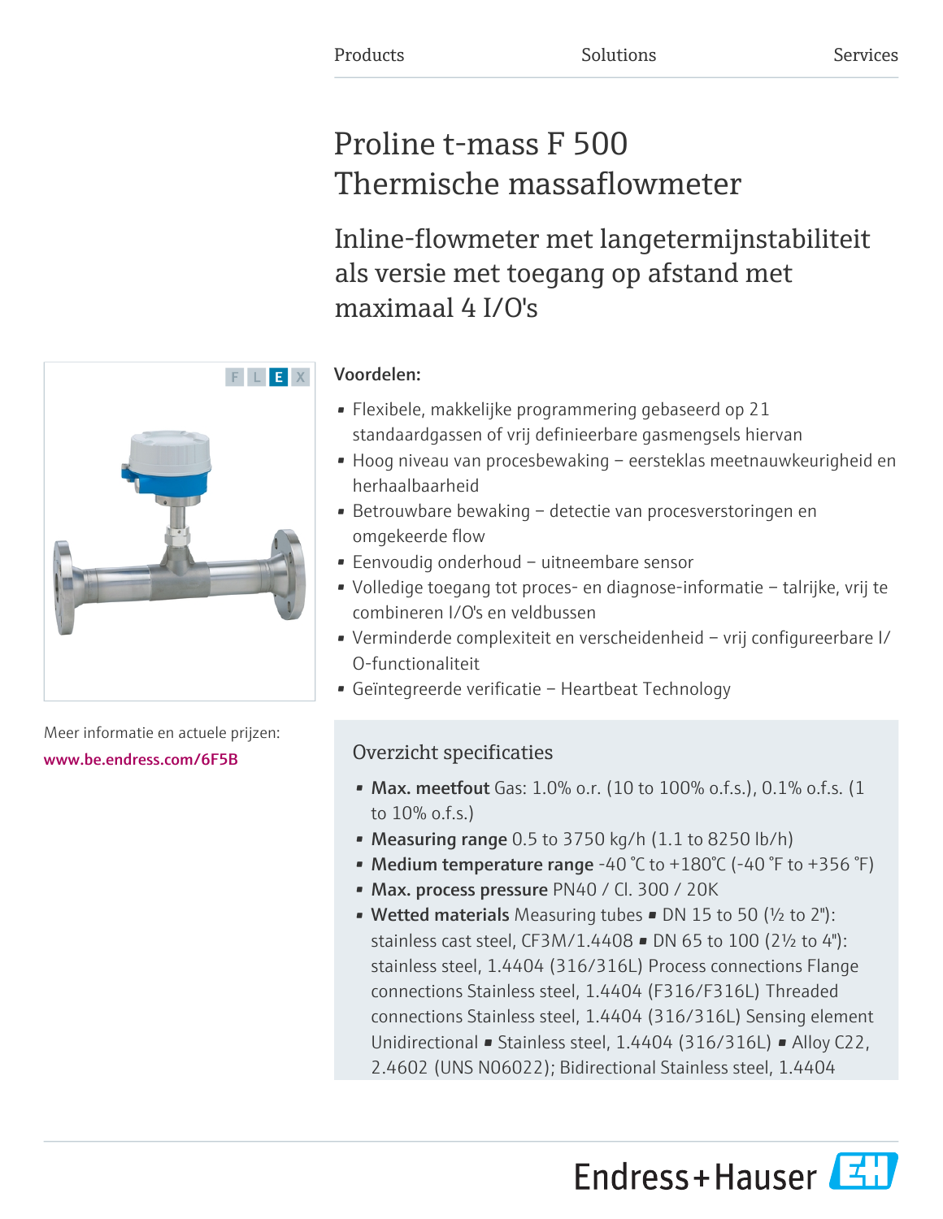Products | Solutions | Services

# Proline t-mass F 500
# Thermische massaflowmeter

## Inline-flowmeter met langetermijnstabiliteit als versie met toegang op afstand met maximaal 4 I/O's

F L E X

Meer informatie en actuele prijzen:
www.be.endress.com/6F5B

**Voordelen:**

- Flexibele, makkelijke programmering gebaseerd op 21 standaardgassen of vrij definieerbare gasmengsels hiervan
- Hoog niveau van procesbewaking – eersteklas meetnauwkeurigheid en herhaalbaarheid
- Betrouwbare bewaking – detectie van procesverstoringen en omgekeerde flow
- Eenvoudig onderhoud – uitneembare sensor
- Volledige toegang tot proces- en diagnose-informatie – talrijke, vrij te combineren I/O's en veldbussen
- Verminderde complexiteit en verscheidenheid – vrij configureerbare I/O-functionaliteit
- Geïntegreerde verificatie – Heartbeat Technology

### Overzicht specificaties

- **Max. meetfout** Gas: 1.0% o.r. (10 to 100% o.f.s.), 0.1% o.f.s. (1 to 10% o.f.s.)
- **Measuring range** 0.5 to 3750 kg/h (1.1 to 8250 lb/h)
- **Medium temperature range** -40 °C to +180°C (-40 °F to +356 °F)
- **Max. process pressure** PN40 / Cl. 300 / 20K
- **Wetted materials** Measuring tubes ▪ DN 15 to 50 (½ to 2"): stainless cast steel, CF3M/1.4408 ▪ DN 65 to 100 (2½ to 4"): stainless steel, 1.4404 (316/316L) Process connections Flange connections Stainless steel, 1.4404 (F316/F316L) Threaded connections Stainless steel, 1.4404 (316/316L) Sensing element Unidirectional ▪ Stainless steel, 1.4404 (316/316L) ▪ Alloy C22, 2.4602 (UNS N06022); Bidirectional Stainless steel, 1.4404

Endress+Hauser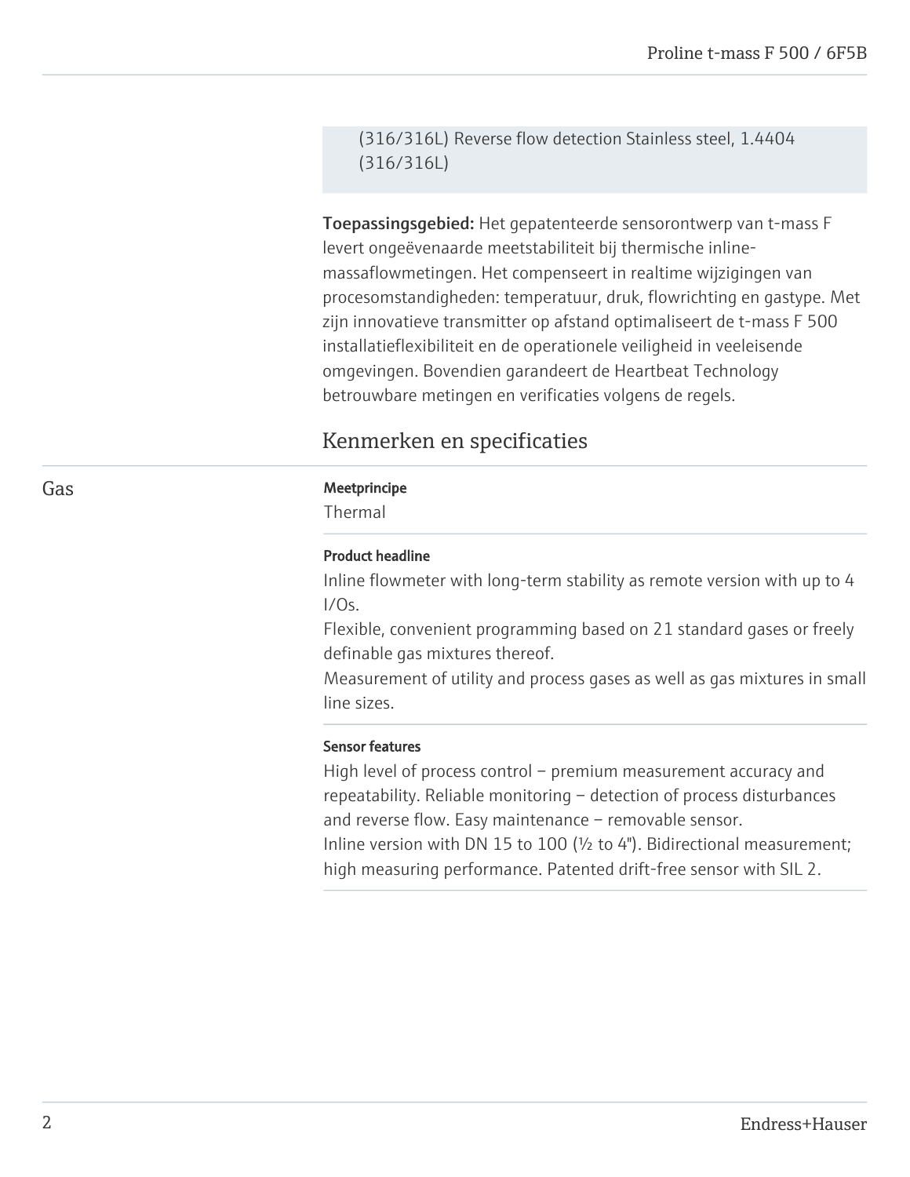(316/316L) Reverse flow detection Stainless steel, 1.4404 (316/316L)

**Toepassingsgebied:** Het gepatenteerde sensorontwerp van t-mass F levert ongeëvenaarde meetstabiliteit bij thermische inline-massaflowmetingen. Het compenseert in realtime wijzigingen van procesomstandigheden: temperatuur, druk, flowrichting en gastype. Met zijn innovatieve transmitter op afstand optimaliseert de t-mass F 500 installatieflexibiliteit en de operationele veiligheid in veeleisende omgevingen. Bovendien garandeert de Heartbeat Technology betrouwbare metingen en verificaties volgens de regels.

## Kenmerken en specificaties

### Gas

**Meetprincipe**

Thermal

**Product headline**

Inline flowmeter with long-term stability as remote version with up to 4 I/Os.
Flexible, convenient programming based on 21 standard gases or freely definable gas mixtures thereof.
Measurement of utility and process gases as well as gas mixtures in small line sizes.

**Sensor features**

High level of process control – premium measurement accuracy and repeatability. Reliable monitoring – detection of process disturbances and reverse flow. Easy maintenance – removable sensor.
Inline version with DN 15 to 100 (½ to 4"). Bidirectional measurement; high measuring performance. Patented drift-free sensor with SIL 2.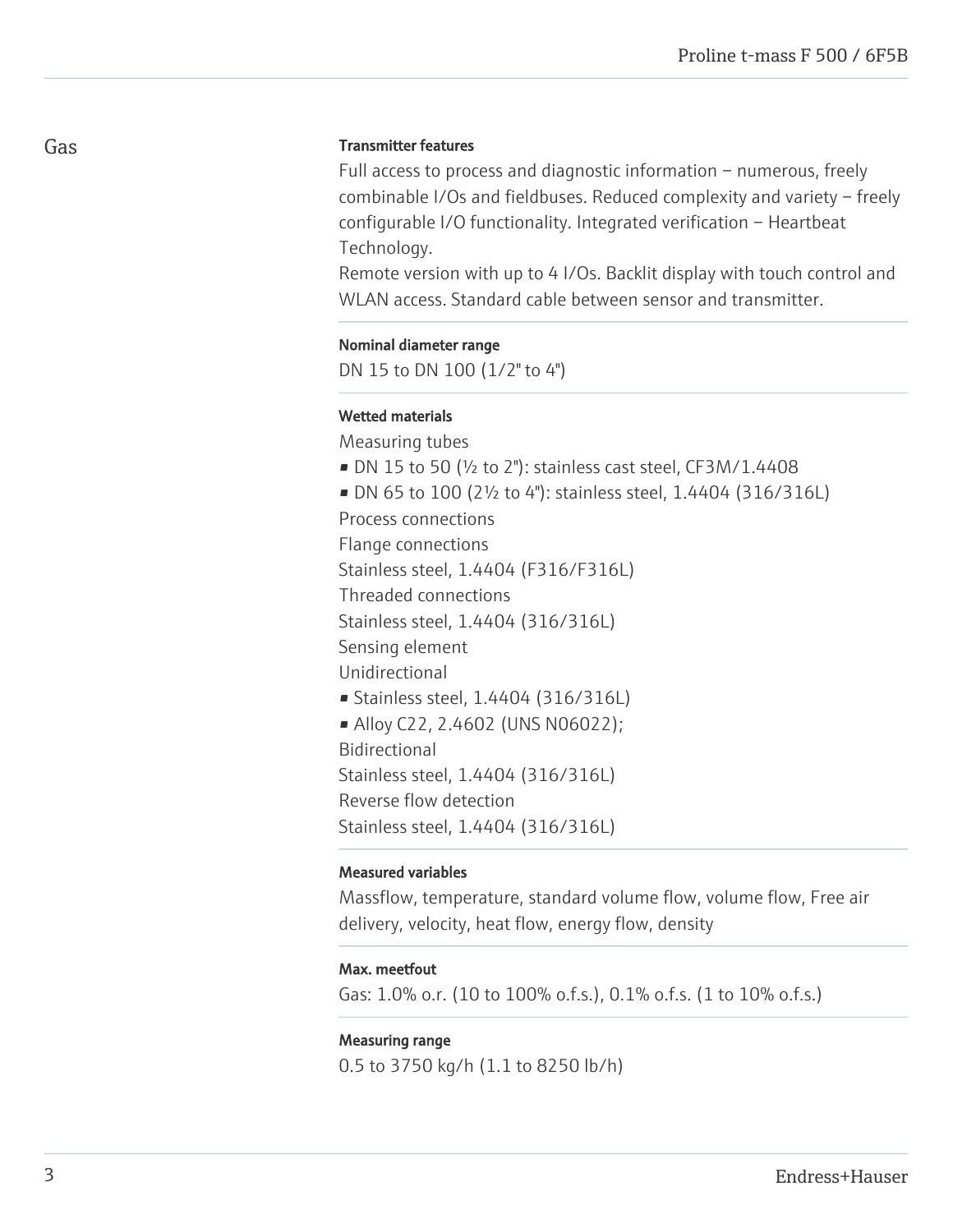## Gas

#### Transmitter features

Full access to process and diagnostic information – numerous, freely combinable I/Os and fieldbuses. Reduced complexity and variety – freely configurable I/O functionality. Integrated verification – Heartbeat Technology.
Remote version with up to 4 I/Os. Backlit display with touch control and WLAN access. Standard cable between sensor and transmitter.

#### Nominal diameter range

DN 15 to DN 100 (1/2" to 4")

#### Wetted materials

Measuring tubes
- DN 15 to 50 (½ to 2"): stainless cast steel, CF3M/1.4408
- DN 65 to 100 (2½ to 4"): stainless steel, 1.4404 (316/316L)

Process connections
Flange connections
Stainless steel, 1.4404 (F316/F316L)
Threaded connections
Stainless steel, 1.4404 (316/316L)
Sensing element
Unidirectional
- Stainless steel, 1.4404 (316/316L)
- Alloy C22, 2.4602 (UNS N06022);

Bidirectional
Stainless steel, 1.4404 (316/316L)
Reverse flow detection
Stainless steel, 1.4404 (316/316L)

#### Measured variables

Massflow, temperature, standard volume flow, volume flow, Free air delivery, velocity, heat flow, energy flow, density

#### Max. meetfout

Gas: 1.0% o.r. (10 to 100% o.f.s.), 0.1% o.f.s. (1 to 10% o.f.s.)

#### Measuring range

0.5 to 3750 kg/h (1.1 to 8250 lb/h)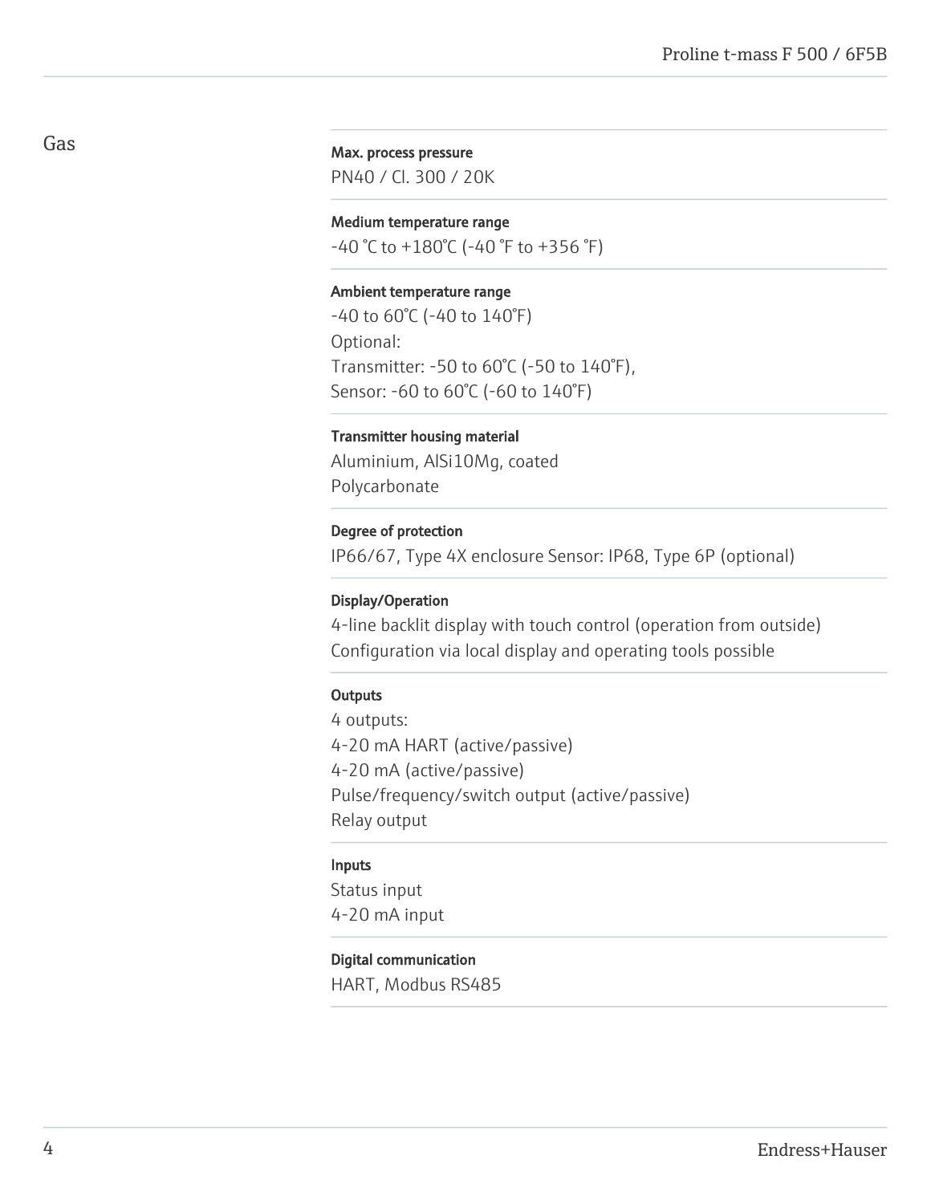## Gas

**Max. process pressure**
PN40 / Cl. 300 / 20K

**Medium temperature range**
-40 °C to +180°C (-40 °F to +356 °F)

**Ambient temperature range**
-40 to 60°C (-40 to 140°F)
Optional:
Transmitter: -50 to 60°C (-50 to 140°F),
Sensor: -60 to 60°C (-60 to 140°F)

**Transmitter housing material**
Aluminium, AlSi10Mg, coated
Polycarbonate

**Degree of protection**
IP66/67, Type 4X enclosure Sensor: IP68, Type 6P (optional)

**Display/Operation**
4-line backlit display with touch control (operation from outside)
Configuration via local display and operating tools possible

**Outputs**
4 outputs:
4-20 mA HART (active/passive)
4-20 mA (active/passive)
Pulse/frequency/switch output (active/passive)
Relay output

**Inputs**
Status input
4-20 mA input

**Digital communication**
HART, Modbus RS485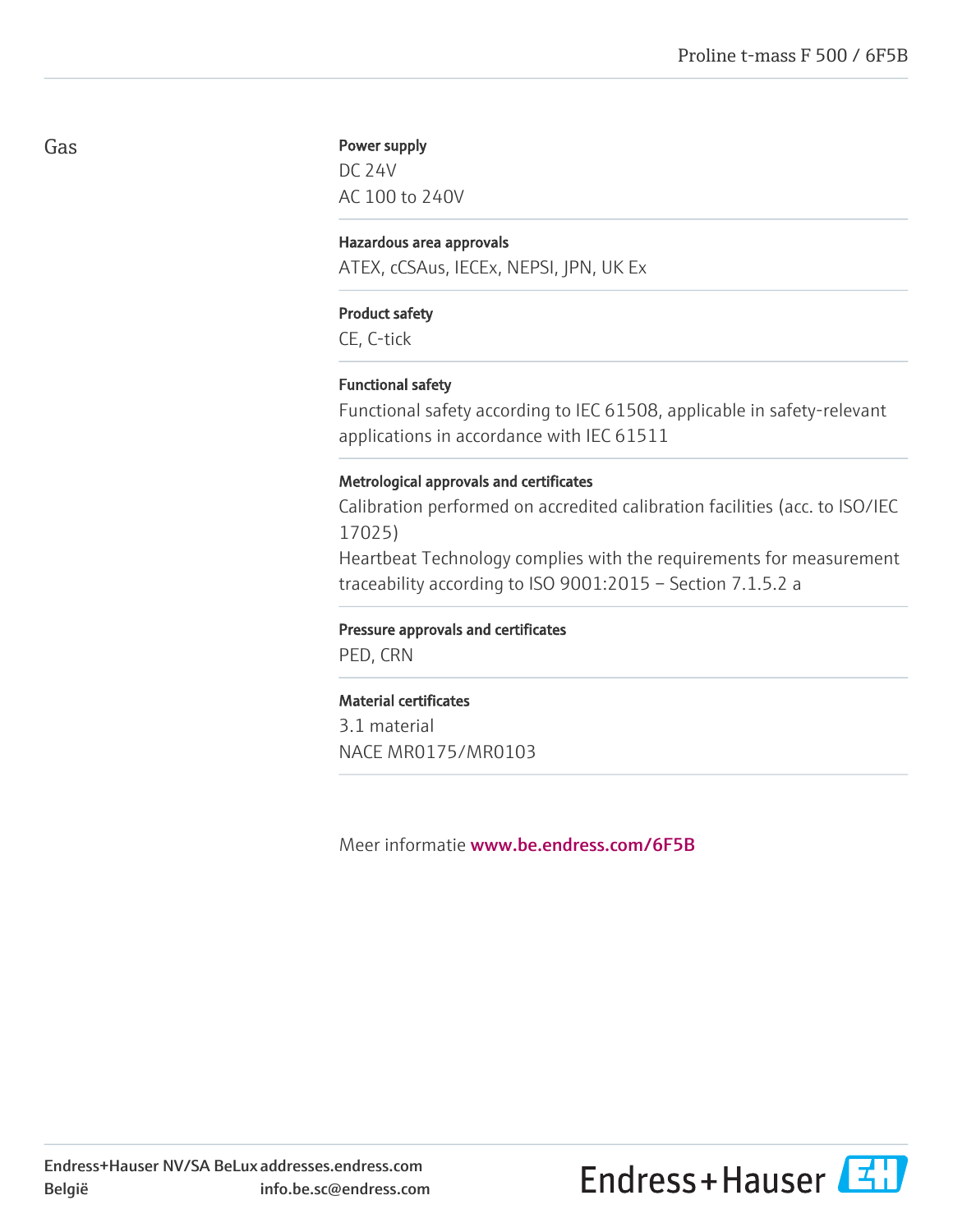## Gas

**Power supply**
DC 24V
AC 100 to 240V

**Hazardous area approvals**
ATEX, cCSAus, IECEx, NEPSI, JPN, UK Ex

**Product safety**
CE, C-tick

**Functional safety**
Functional safety according to IEC 61508, applicable in safety-relevant applications in accordance with IEC 61511

**Metrological approvals and certificates**
Calibration performed on accredited calibration facilities (acc. to ISO/IEC 17025)
Heartbeat Technology complies with the requirements for measurement traceability according to ISO 9001:2015 – Section 7.1.5.2 a

**Pressure approvals and certificates**
PED, CRN

**Material certificates**
3.1 material
NACE MR0175/MR0103

Meer informatie **www.be.endress.com/6F5B**

Endress+Hauser NV/SA BeLux
België

addresses.endress.com
info.be.sc@endress.com